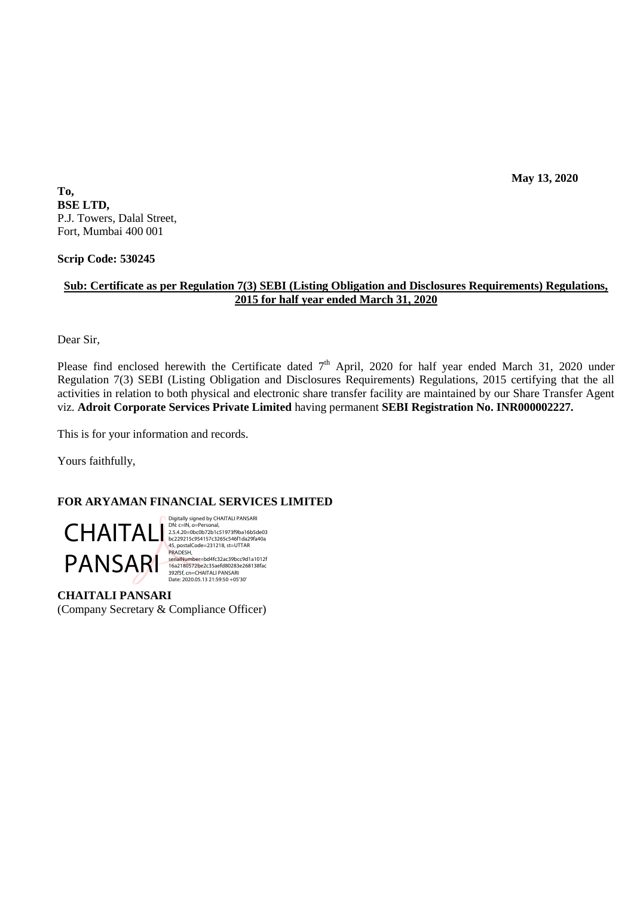**May 13, 2020**

**To,**
**BSE LTD,**
P.J. Towers, Dalal Street,
Fort, Mumbai 400 001

**Scrip Code: 530245**

**Sub: Certificate as per Regulation 7(3) SEBI (Listing Obligation and Disclosures Requirements) Regulations, 2015 for half year ended March 31, 2020**

Dear Sir,

Please find enclosed herewith the Certificate dated 7th April, 2020 for half year ended March 31, 2020 under Regulation 7(3) SEBI (Listing Obligation and Disclosures Requirements) Regulations, 2015 certifying that the all activities in relation to both physical and electronic share transfer facility are maintained by our Share Transfer Agent viz. **Adroit Corporate Services Private Limited** having permanent **SEBI Registration No. INR000002227.**

This is for your information and records.

Yours faithfully,

**FOR ARYAMAN FINANCIAL SERVICES LIMITED**

CHAITALI PANSARI

Digitally signed by CHAITALI PANSARI
DN: c=IN, o=Personal, 2.5.4.20=0bc0b72b1c51973f9ba16b5de03bc229215c954157c3265c546f1da29fa40a45, postalCode=231218, st=UTTAR PRADESH, serialNumber=bd4fc32ac39bcc9d1a1012f16a2180572be2c35aefd80283e268138fac392f5f, cn=CHAITALI PANSARI
Date: 2020.05.13 21:59:50 +05'30'

**CHAITALI PANSARI**
(Company Secretary & Compliance Officer)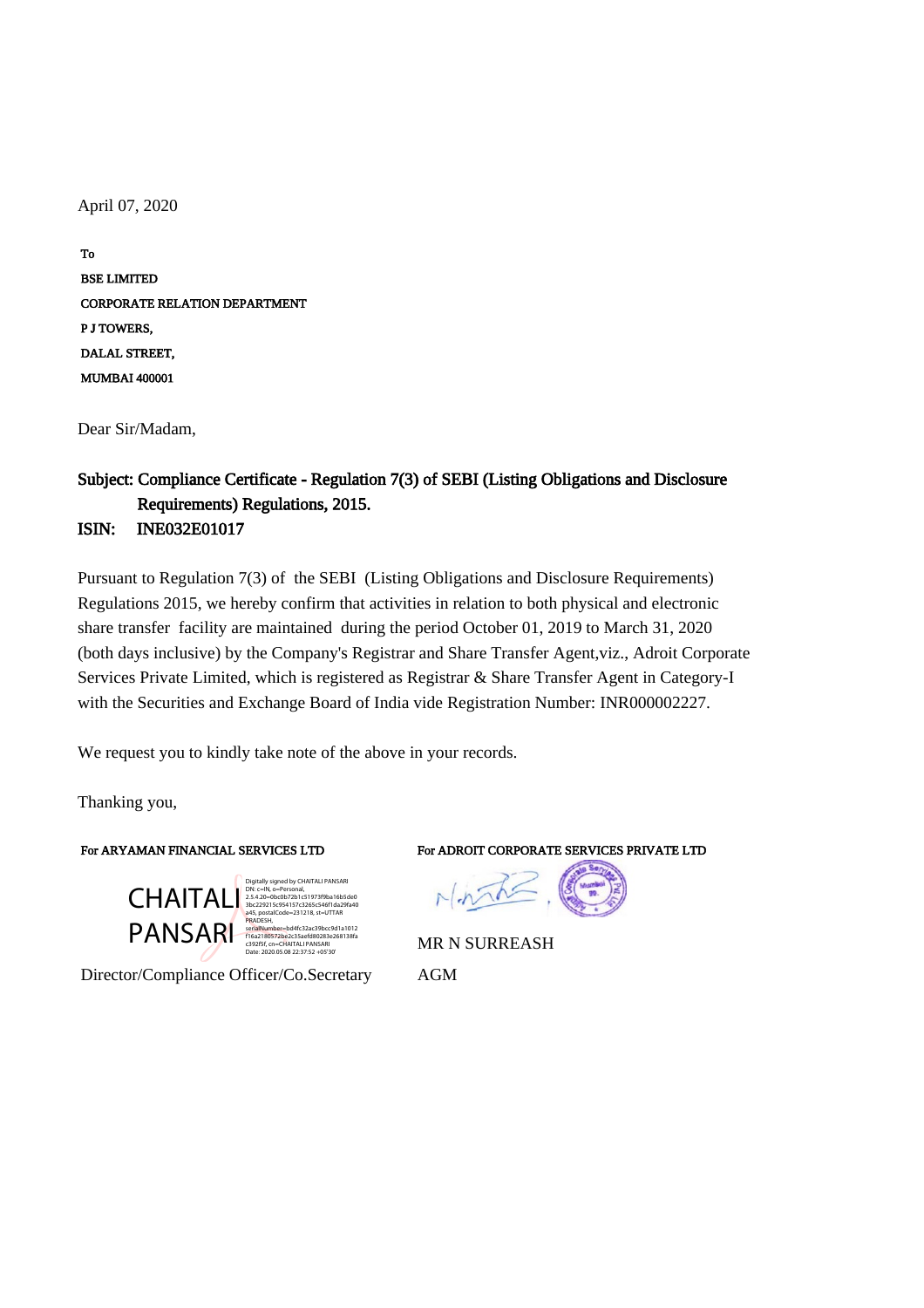April 07, 2020

**To**
**BSE LIMITED**
**CORPORATE RELATION DEPARTMENT**
**P J TOWERS,**
**DALAL STREET,**
**MUMBAI 400001**

Dear Sir/Madam,

**Subject: Compliance Certificate - Regulation 7(3) of SEBI (Listing Obligations and Disclosure Requirements) Regulations, 2015.**
**ISIN: INE032E01017**

Pursuant to Regulation 7(3) of the SEBI (Listing Obligations and Disclosure Requirements) Regulations 2015, we hereby confirm that activities in relation to both physical and electronic share transfer facility are maintained during the period October 01, 2019 to March 31, 2020 (both days inclusive) by the Company's Registrar and Share Transfer Agent,viz., Adroit Corporate Services Private Limited, which is registered as Registrar & Share Transfer Agent in Category-I with the Securities and Exchange Board of India vide Registration Number: INR000002227.

We request you to kindly take note of the above in your records.

Thanking you,

**For ARYAMAN FINANCIAL SERVICES LTD**

CHAITALI PANSARI

Digitally signed by CHAITALI PANSARI
DN: c=IN, o=Personal, 2.5.4.20=0bc0b72b1c51973f9ba16b5de03bc229215c954157c3265c546f1da29fa40a45, postalCode=231218, st=UTTAR PRADESH, serialNumber=bd4fc32ac39bcc9d1a1012f16a2180572be2c35aefd80283e268138fac392f5f, cn=CHAITALI PANSARI
Date: 2020.05.08 22:37:52 +05'30'

Director/Compliance Officer/Co.Secretary

**For ADROIT CORPORATE SERVICES PRIVATE LTD**

MR N SURREASH

AGM